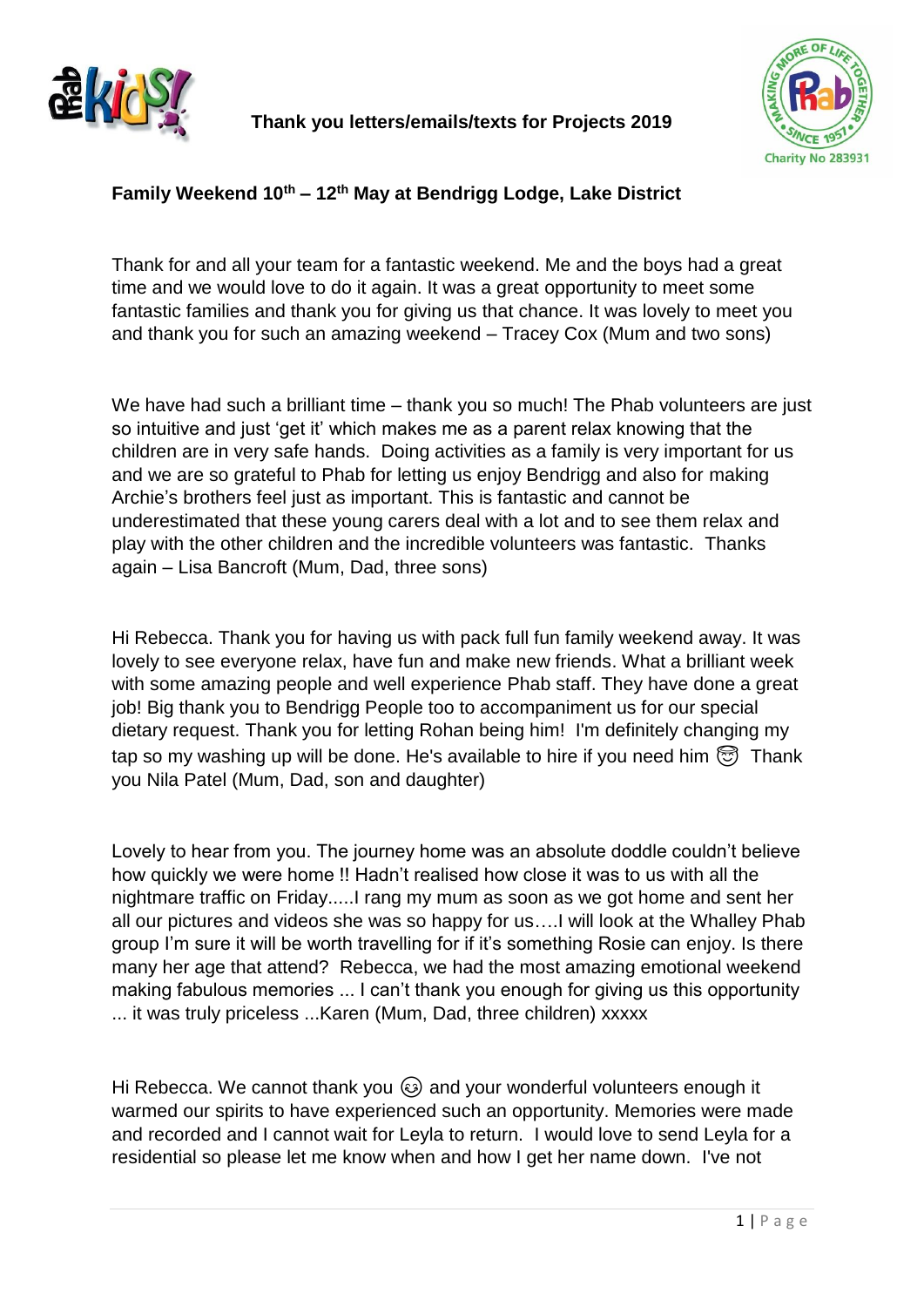# Thank you letters/emails/texts for Projects 2019

Charity No 283931

## Family Weekend 10th – 12th May at Bendrigg Lodge, Lake District

Thank for and all your team for a fantastic weekend. Me and the boys had a great time and we would love to do it again. It was a great opportunity to meet some fantastic families and thank you for giving us that chance. It was lovely to meet you and thank you for such an amazing weekend – Tracey Cox (Mum and two sons)

We have had such a brilliant time – thank you so much! The Phab volunteers are just so intuitive and just 'get it' which makes me as a parent relax knowing that the children are in very safe hands. Doing activities as a family is very important for us and we are so grateful to Phab for letting us enjoy Bendrigg and also for making Archie's brothers feel just as important. This is fantastic and cannot be underestimated that these young carers deal with a lot and to see them relax and play with the other children and the incredible volunteers was fantastic. Thanks again – Lisa Bancroft (Mum, Dad, three sons)

Hi Rebecca. Thank you for having us with pack full fun family weekend away. It was lovely to see everyone relax, have fun and make new friends. What a brilliant week with some amazing people and well experience Phab staff. They have done a great job! Big thank you to Bendrigg People too to accompaniment us for our special dietary request. Thank you for letting Rohan being him! I'm definitely changing my tap so my washing up will be done. He's available to hire if you need him 😇 Thank you Nila Patel (Mum, Dad, son and daughter)

Lovely to hear from you. The journey home was an absolute doddle couldn't believe how quickly we were home !! Hadn't realised how close it was to us with all the nightmare traffic on Friday.....I rang my mum as soon as we got home and sent her all our pictures and videos she was so happy for us….I will look at the Whalley Phab group I'm sure it will be worth travelling for if it's something Rosie can enjoy. Is there many her age that attend? Rebecca, we had the most amazing emotional weekend making fabulous memories ... I can't thank you enough for giving us this opportunity ... it was truly priceless ...Karen (Mum, Dad, three children) xxxxx

Hi Rebecca. We cannot thank you 😊 and your wonderful volunteers enough it warmed our spirits to have experienced such an opportunity. Memories were made and recorded and I cannot wait for Leyla to return. I would love to send Leyla for a residential so please let me know when and how I get her name down. I've not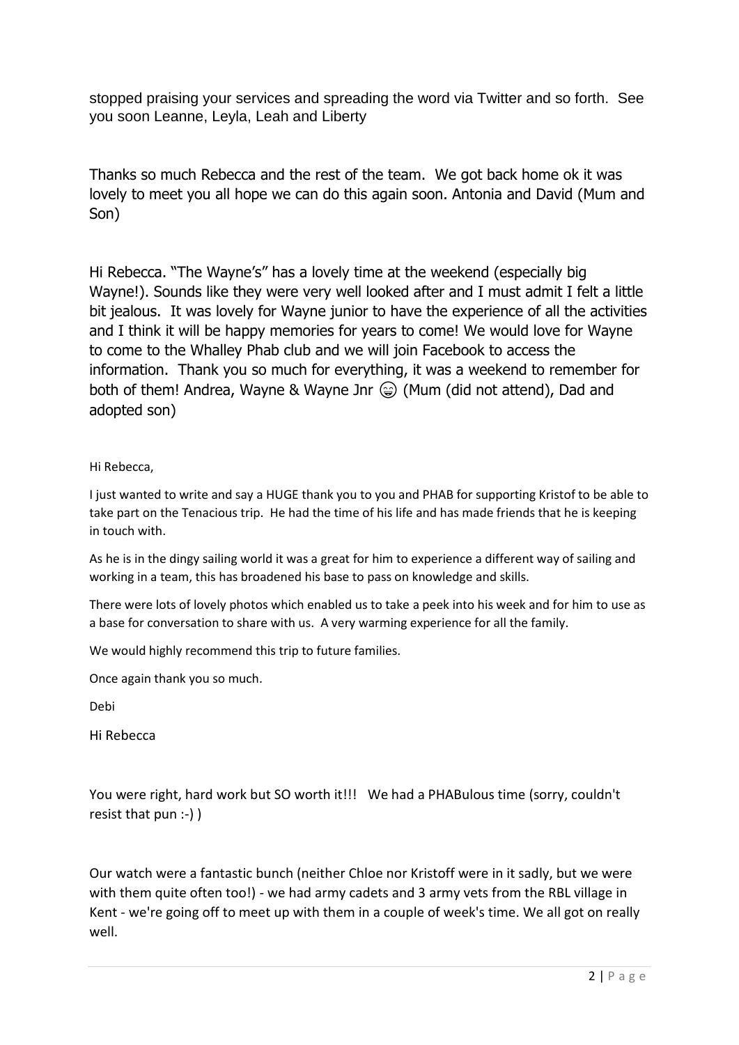stopped praising your services and spreading the word via Twitter and so forth. See you soon Leanne, Leyla, Leah and Liberty

Thanks so much Rebecca and the rest of the team. We got back home ok it was lovely to meet you all hope we can do this again soon. Antonia and David (Mum and Son)

Hi Rebecca. "The Wayne's" has a lovely time at the weekend (especially big Wayne!). Sounds like they were very well looked after and I must admit I felt a little bit jealous. It was lovely for Wayne junior to have the experience of all the activities and I think it will be happy memories for years to come! We would love for Wayne to come to the Whalley Phab club and we will join Facebook to access the information. Thank you so much for everything, it was a weekend to remember for both of them! Andrea, Wayne & Wayne Jnr 😄 (Mum (did not attend), Dad and adopted son)

Hi Rebecca,

I just wanted to write and say a HUGE thank you to you and PHAB for supporting Kristof to be able to take part on the Tenacious trip. He had the time of his life and has made friends that he is keeping in touch with.

As he is in the dingy sailing world it was a great for him to experience a different way of sailing and working in a team, this has broadened his base to pass on knowledge and skills.

There were lots of lovely photos which enabled us to take a peek into his week and for him to use as a base for conversation to share with us. A very warming experience for all the family.

We would highly recommend this trip to future families.

Once again thank you so much.

Debi

Hi Rebecca

You were right, hard work but SO worth it!!! We had a PHABulous time (sorry, couldn't resist that pun :-) )

Our watch were a fantastic bunch (neither Chloe nor Kristoff were in it sadly, but we were with them quite often too!) - we had army cadets and 3 army vets from the RBL village in Kent - we're going off to meet up with them in a couple of week's time. We all got on really well.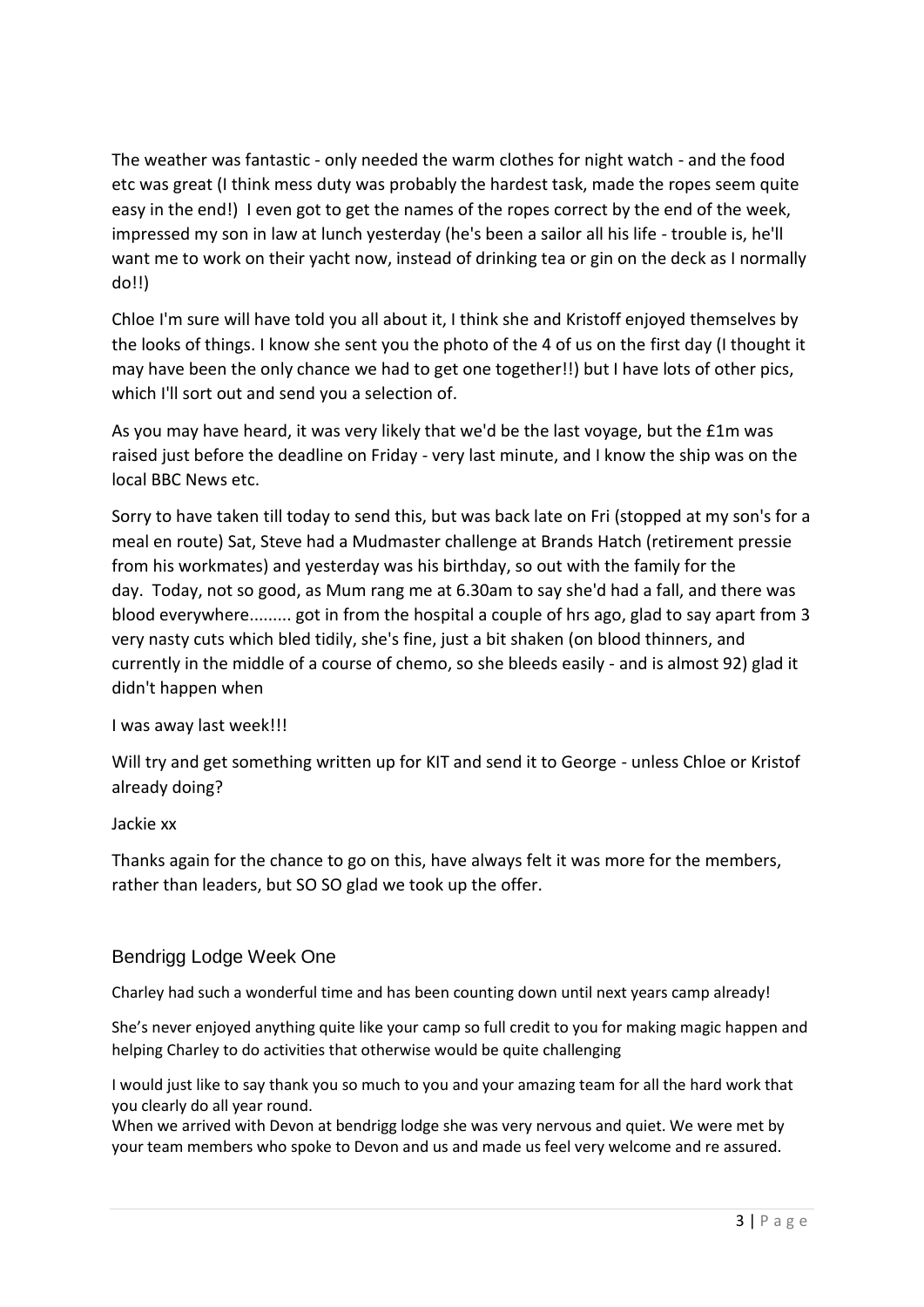The weather was fantastic - only needed the warm clothes for night watch - and the food etc was great (I think mess duty was probably the hardest task, made the ropes seem quite easy in the end!) I even got to get the names of the ropes correct by the end of the week, impressed my son in law at lunch yesterday (he's been a sailor all his life - trouble is, he'll want me to work on their yacht now, instead of drinking tea or gin on the deck as I normally do!!)

Chloe I'm sure will have told you all about it, I think she and Kristoff enjoyed themselves by the looks of things. I know she sent you the photo of the 4 of us on the first day (I thought it may have been the only chance we had to get one together!!) but I have lots of other pics, which I'll sort out and send you a selection of.

As you may have heard, it was very likely that we'd be the last voyage, but the £1m was raised just before the deadline on Friday - very last minute, and I know the ship was on the local BBC News etc.

Sorry to have taken till today to send this, but was back late on Fri (stopped at my son's for a meal en route) Sat, Steve had a Mudmaster challenge at Brands Hatch (retirement pressie from his workmates) and yesterday was his birthday, so out with the family for the day. Today, not so good, as Mum rang me at 6.30am to say she'd had a fall, and there was blood everywhere......... got in from the hospital a couple of hrs ago, glad to say apart from 3 very nasty cuts which bled tidily, she's fine, just a bit shaken (on blood thinners, and currently in the middle of a course of chemo, so she bleeds easily - and is almost 92) glad it didn't happen when

I was away last week!!!

Will try and get something written up for KIT and send it to George - unless Chloe or Kristof already doing?

Jackie xx

Thanks again for the chance to go on this, have always felt it was more for the members, rather than leaders, but SO SO glad we took up the offer.

## Bendrigg Lodge Week One

Charley had such a wonderful time and has been counting down until next years camp already!

She's never enjoyed anything quite like your camp so full credit to you for making magic happen and helping Charley to do activities that otherwise would be quite challenging

I would just like to say thank you so much to you and your amazing team for all the hard work that you clearly do all year round.
When we arrived with Devon at bendrigg lodge she was very nervous and quiet. We were met by your team members who spoke to Devon and us and made us feel very welcome and re assured.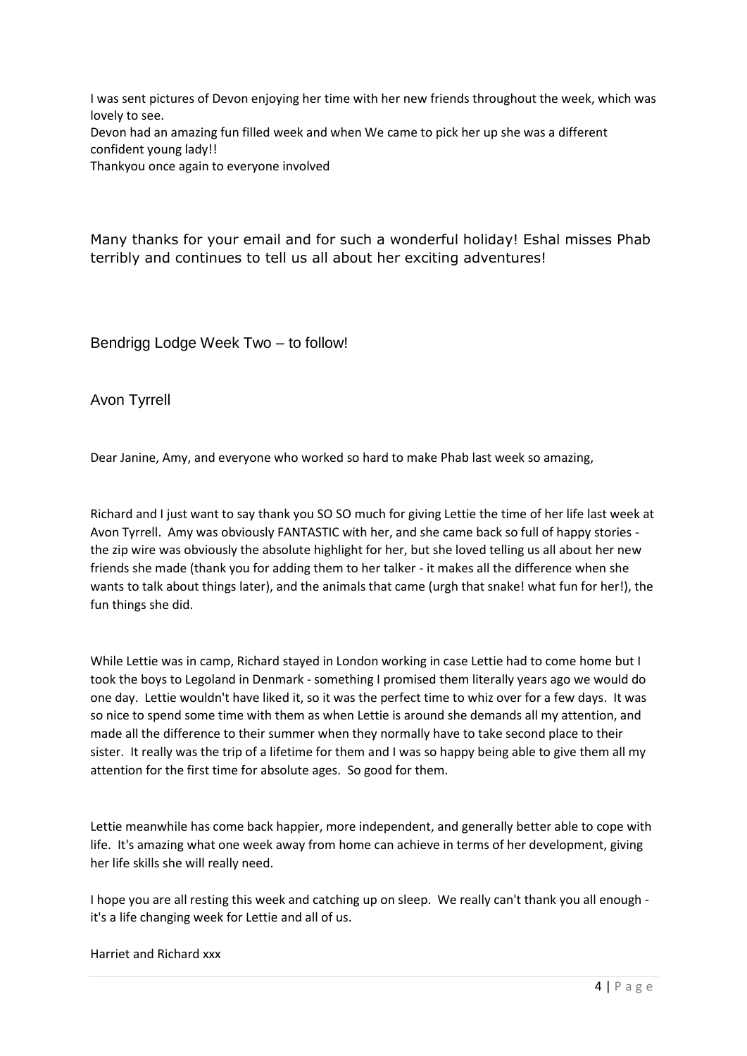I was sent pictures of Devon enjoying her time with her new friends throughout the week, which was lovely to see.
Devon had an amazing fun filled week and when We came to pick her up she was a different confident young lady!!
Thankyou once again to everyone involved

Many thanks for your email and for such a wonderful holiday! Eshal misses Phab terribly and continues to tell us all about her exciting adventures!

## Bendrigg Lodge Week Two – to follow!

## Avon Tyrrell

Dear Janine, Amy, and everyone who worked so hard to make Phab last week so amazing,

Richard and I just want to say thank you SO SO much for giving Lettie the time of her life last week at Avon Tyrrell. Amy was obviously FANTASTIC with her, and she came back so full of happy stories - the zip wire was obviously the absolute highlight for her, but she loved telling us all about her new friends she made (thank you for adding them to her talker - it makes all the difference when she wants to talk about things later), and the animals that came (urgh that snake! what fun for her!), the fun things she did.

While Lettie was in camp, Richard stayed in London working in case Lettie had to come home but I took the boys to Legoland in Denmark - something I promised them literally years ago we would do one day. Lettie wouldn't have liked it, so it was the perfect time to whiz over for a few days. It was so nice to spend some time with them as when Lettie is around she demands all my attention, and made all the difference to their summer when they normally have to take second place to their sister. It really was the trip of a lifetime for them and I was so happy being able to give them all my attention for the first time for absolute ages. So good for them.

Lettie meanwhile has come back happier, more independent, and generally better able to cope with life. It's amazing what one week away from home can achieve in terms of her development, giving her life skills she will really need.

I hope you are all resting this week and catching up on sleep. We really can't thank you all enough - it's a life changing week for Lettie and all of us.

Harriet and Richard xxx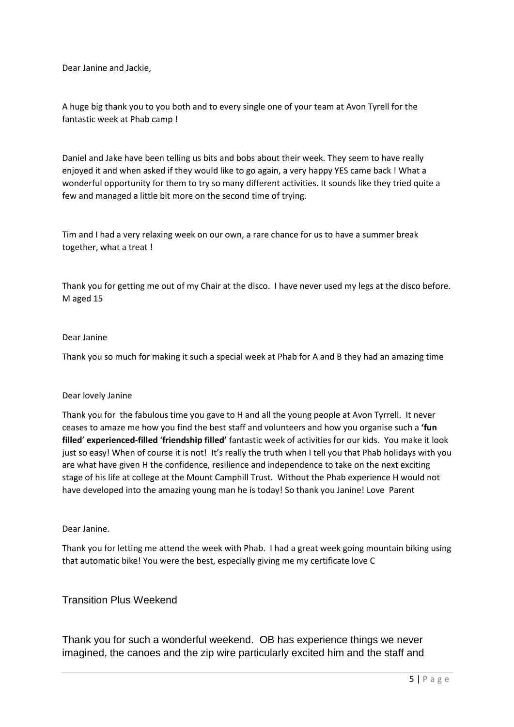Dear Janine and Jackie,

A huge big thank you to you both and to every single one of your team at Avon Tyrell for the fantastic week at Phab camp !

Daniel and Jake have been telling us bits and bobs about their week. They seem to have really enjoyed it and when asked if they would like to go again, a very happy YES came back ! What a wonderful opportunity for them to try so many different activities. It sounds like they tried quite a few and managed a little bit more on the second time of trying.

Tim and I had a very relaxing week on our own, a rare chance for us to have a summer break together, what a treat !

Thank you for getting me out of my Chair at the disco. I have never used my legs at the disco before. M aged 15

Dear Janine

Thank you so much for making it such a special week at Phab for A and B they had an amazing time

Dear lovely Janine

Thank you for the fabulous time you gave to H and all the young people at Avon Tyrrell. It never ceases to amaze me how you find the best staff and volunteers and how you organise such a **'fun filled'** **experienced-filled** '**friendship filled'** fantastic week of activities for our kids. You make it look just so easy! When of course it is not! It's really the truth when I tell you that Phab holidays with you are what have given H the confidence, resilience and independence to take on the next exciting stage of his life at college at the Mount Camphill Trust. Without the Phab experience H would not have developed into the amazing young man he is today! So thank you Janine! Love Parent

Dear Janine.

Thank you for letting me attend the week with Phab. I had a great week going mountain biking using that automatic bike! You were the best, especially giving me my certificate love C

## Transition Plus Weekend

Thank you for such a wonderful weekend. OB has experience things we never imagined, the canoes and the zip wire particularly excited him and the staff and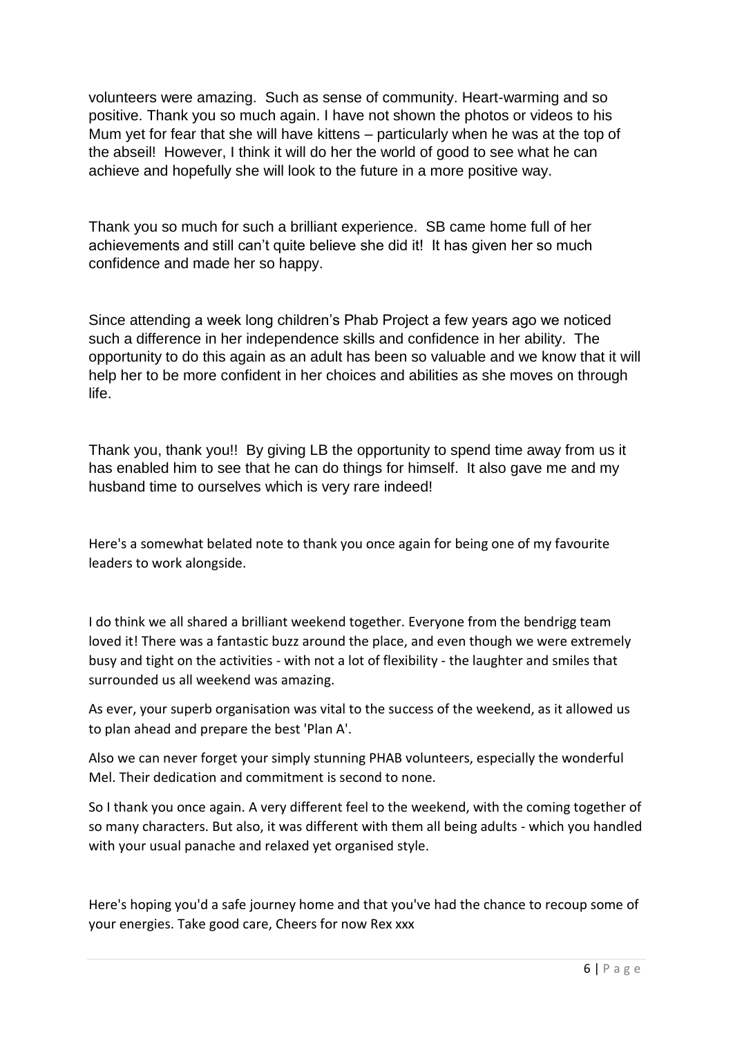volunteers were amazing. Such as sense of community. Heart-warming and so positive. Thank you so much again. I have not shown the photos or videos to his Mum yet for fear that she will have kittens – particularly when he was at the top of the abseil! However, I think it will do her the world of good to see what he can achieve and hopefully she will look to the future in a more positive way.

Thank you so much for such a brilliant experience. SB came home full of her achievements and still can't quite believe she did it! It has given her so much confidence and made her so happy.

Since attending a week long children's Phab Project a few years ago we noticed such a difference in her independence skills and confidence in her ability. The opportunity to do this again as an adult has been so valuable and we know that it will help her to be more confident in her choices and abilities as she moves on through life.

Thank you, thank you!! By giving LB the opportunity to spend time away from us it has enabled him to see that he can do things for himself. It also gave me and my husband time to ourselves which is very rare indeed!

Here's a somewhat belated note to thank you once again for being one of my favourite leaders to work alongside.

I do think we all shared a brilliant weekend together. Everyone from the bendrigg team loved it! There was a fantastic buzz around the place, and even though we were extremely busy and tight on the activities - with not a lot of flexibility - the laughter and smiles that surrounded us all weekend was amazing.

As ever, your superb organisation was vital to the success of the weekend, as it allowed us to plan ahead and prepare the best 'Plan A'.

Also we can never forget your simply stunning PHAB volunteers, especially the wonderful Mel. Their dedication and commitment is second to none.

So I thank you once again. A very different feel to the weekend, with the coming together of so many characters. But also, it was different with them all being adults - which you handled with your usual panache and relaxed yet organised style.

Here's hoping you'd a safe journey home and that you've had the chance to recoup some of your energies. Take good care, Cheers for now Rex xxx